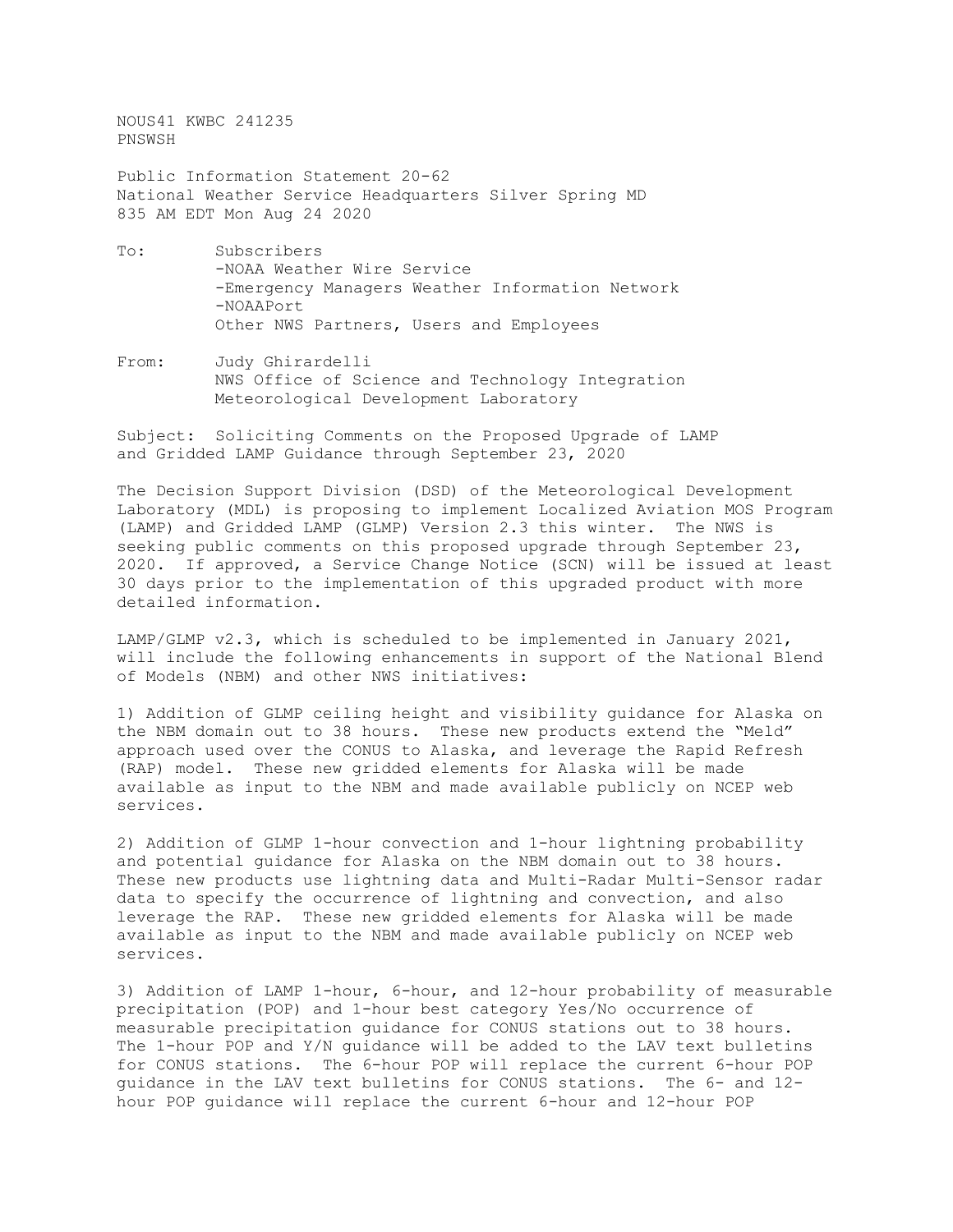NOUS41 KWBC 241235
PNSWSH

Public Information Statement 20-62
National Weather Service Headquarters Silver Spring MD
835 AM EDT Mon Aug 24 2020

To: Subscribers
-NOAA Weather Wire Service
-Emergency Managers Weather Information Network
-NOAAPort
Other NWS Partners, Users and Employees

From: Judy Ghirardelli
NWS Office of Science and Technology Integration
Meteorological Development Laboratory

Subject: Soliciting Comments on the Proposed Upgrade of LAMP and Gridded LAMP Guidance through September 23, 2020

The Decision Support Division (DSD) of the Meteorological Development Laboratory (MDL) is proposing to implement Localized Aviation MOS Program (LAMP) and Gridded LAMP (GLMP) Version 2.3 this winter. The NWS is seeking public comments on this proposed upgrade through September 23, 2020. If approved, a Service Change Notice (SCN) will be issued at least 30 days prior to the implementation of this upgraded product with more detailed information.

LAMP/GLMP v2.3, which is scheduled to be implemented in January 2021, will include the following enhancements in support of the National Blend of Models (NBM) and other NWS initiatives:

1) Addition of GLMP ceiling height and visibility guidance for Alaska on the NBM domain out to 38 hours. These new products extend the “Meld” approach used over the CONUS to Alaska, and leverage the Rapid Refresh (RAP) model. These new gridded elements for Alaska will be made available as input to the NBM and made available publicly on NCEP web services.

2) Addition of GLMP 1-hour convection and 1-hour lightning probability and potential guidance for Alaska on the NBM domain out to 38 hours. These new products use lightning data and Multi-Radar Multi-Sensor radar data to specify the occurrence of lightning and convection, and also leverage the RAP. These new gridded elements for Alaska will be made available as input to the NBM and made available publicly on NCEP web services.

3) Addition of LAMP 1-hour, 6-hour, and 12-hour probability of measurable precipitation (POP) and 1-hour best category Yes/No occurrence of measurable precipitation guidance for CONUS stations out to 38 hours. The 1-hour POP and Y/N guidance will be added to the LAV text bulletins for CONUS stations. The 6-hour POP will replace the current 6-hour POP guidance in the LAV text bulletins for CONUS stations. The 6- and 12-hour POP guidance will replace the current 6-hour and 12-hour POP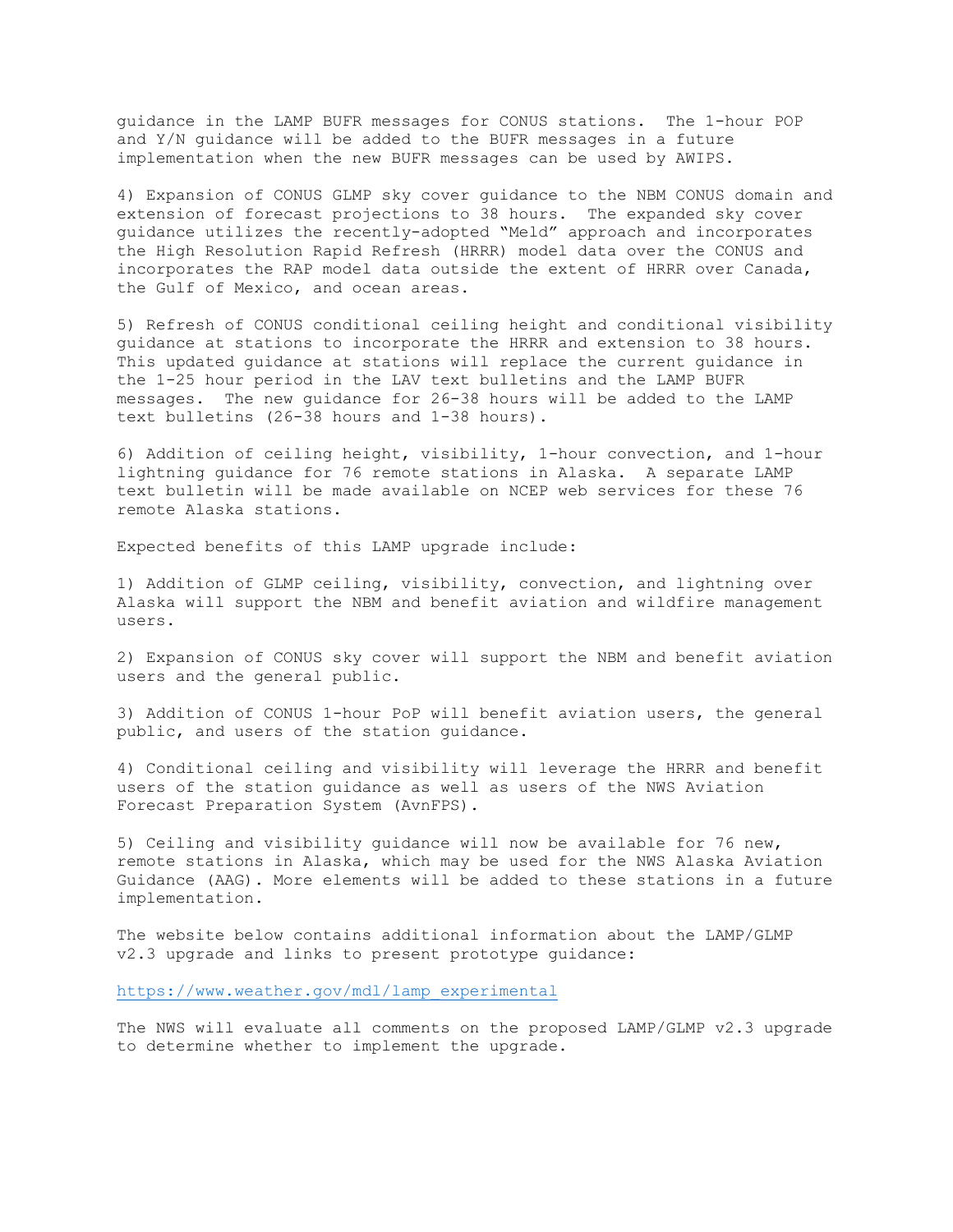guidance in the LAMP BUFR messages for CONUS stations. The 1-hour POP and Y/N guidance will be added to the BUFR messages in a future implementation when the new BUFR messages can be used by AWIPS.

4) Expansion of CONUS GLMP sky cover guidance to the NBM CONUS domain and extension of forecast projections to 38 hours. The expanded sky cover guidance utilizes the recently-adopted "Meld" approach and incorporates the High Resolution Rapid Refresh (HRRR) model data over the CONUS and incorporates the RAP model data outside the extent of HRRR over Canada, the Gulf of Mexico, and ocean areas.

5) Refresh of CONUS conditional ceiling height and conditional visibility guidance at stations to incorporate the HRRR and extension to 38 hours. This updated guidance at stations will replace the current guidance in the 1-25 hour period in the LAV text bulletins and the LAMP BUFR messages. The new guidance for 26-38 hours will be added to the LAMP text bulletins (26-38 hours and 1-38 hours).

6) Addition of ceiling height, visibility, 1-hour convection, and 1-hour lightning guidance for 76 remote stations in Alaska. A separate LAMP text bulletin will be made available on NCEP web services for these 76 remote Alaska stations.

Expected benefits of this LAMP upgrade include:

1) Addition of GLMP ceiling, visibility, convection, and lightning over Alaska will support the NBM and benefit aviation and wildfire management users.

2) Expansion of CONUS sky cover will support the NBM and benefit aviation users and the general public.

3) Addition of CONUS 1-hour PoP will benefit aviation users, the general public, and users of the station guidance.

4) Conditional ceiling and visibility will leverage the HRRR and benefit users of the station guidance as well as users of the NWS Aviation Forecast Preparation System (AvnFPS).

5) Ceiling and visibility guidance will now be available for 76 new, remote stations in Alaska, which may be used for the NWS Alaska Aviation Guidance (AAG). More elements will be added to these stations in a future implementation.

The website below contains additional information about the LAMP/GLMP v2.3 upgrade and links to present prototype guidance:

https://www.weather.gov/mdl/lamp_experimental

The NWS will evaluate all comments on the proposed LAMP/GLMP v2.3 upgrade to determine whether to implement the upgrade.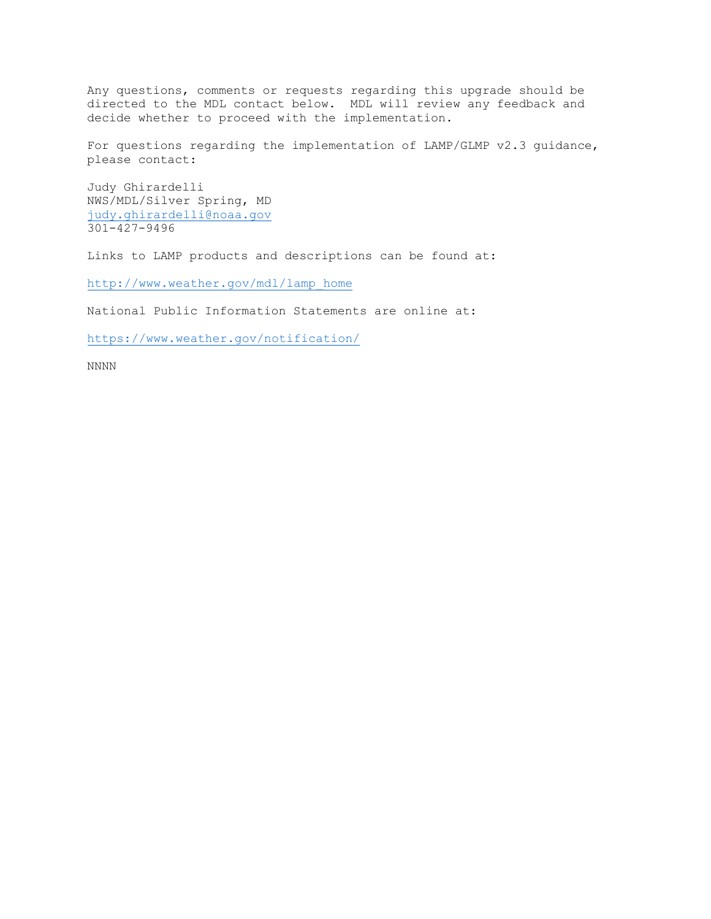Any questions, comments or requests regarding this upgrade should be directed to the MDL contact below.  MDL will review any feedback and decide whether to proceed with the implementation.

For questions regarding the implementation of LAMP/GLMP v2.3 guidance, please contact:

Judy Ghirardelli
NWS/MDL/Silver Spring, MD
judy.ghirardelli@noaa.gov
301-427-9496

Links to LAMP products and descriptions can be found at:

http://www.weather.gov/mdl/lamp_home

National Public Information Statements are online at:

https://www.weather.gov/notification/

NNNN